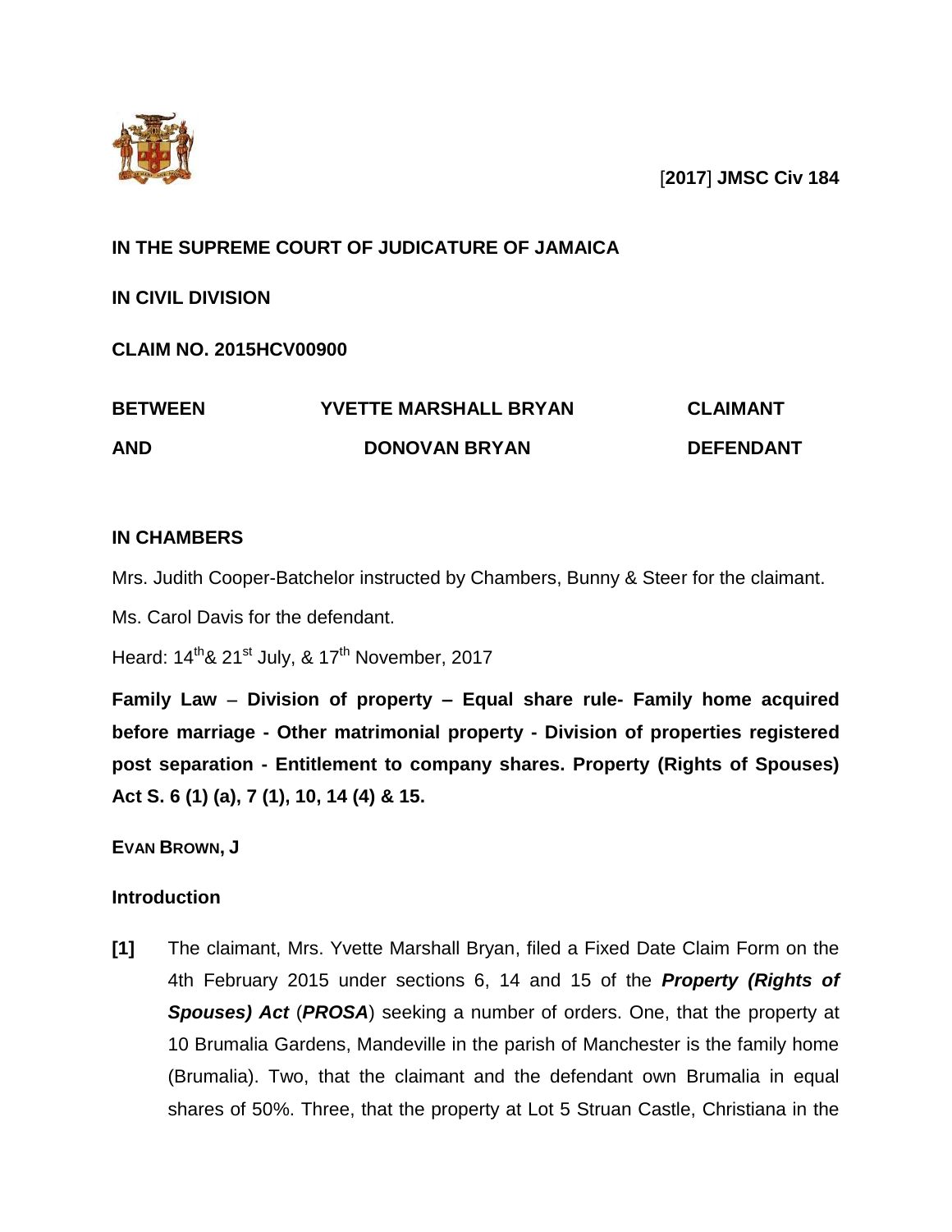[**2017**] **JMSC Civ 184**

**IN THE SUPREME COURT OF JUDICATURE OF JAMAICA**

**IN CIVIL DIVISION**

**CLAIM NO. 2015HCV00900**

| **BETWEEN** | **YVETTE MARSHALL BRYAN** | **CLAIMANT** |
|---|---|---|
| **AND** | **DONOVAN BRYAN** | **DEFENDANT** |

**IN CHAMBERS**

Mrs. Judith Cooper-Batchelor instructed by Chambers, Bunny & Steer for the claimant.

Ms. Carol Davis for the defendant.

Heard: 14th & 21st July, & 17th November, 2017

**Family Law – Division of property – Equal share rule- Family home acquired before marriage - Other matrimonial property - Division of properties registered post separation - Entitlement to company shares. Property (Rights of Spouses) Act S. 6 (1) (a), 7 (1), 10, 14 (4) & 15.**

**EVAN BROWN, J**

## Introduction

**[1]** The claimant, Mrs. Yvette Marshall Bryan, filed a Fixed Date Claim Form on the 4th February 2015 under sections 6, 14 and 15 of the ***Property (Rights of Spouses) Act*** (***PROSA***) seeking a number of orders. One, that the property at 10 Brumalia Gardens, Mandeville in the parish of Manchester is the family home (Brumalia). Two, that the claimant and the defendant own Brumalia in equal shares of 50%. Three, that the property at Lot 5 Struan Castle, Christiana in the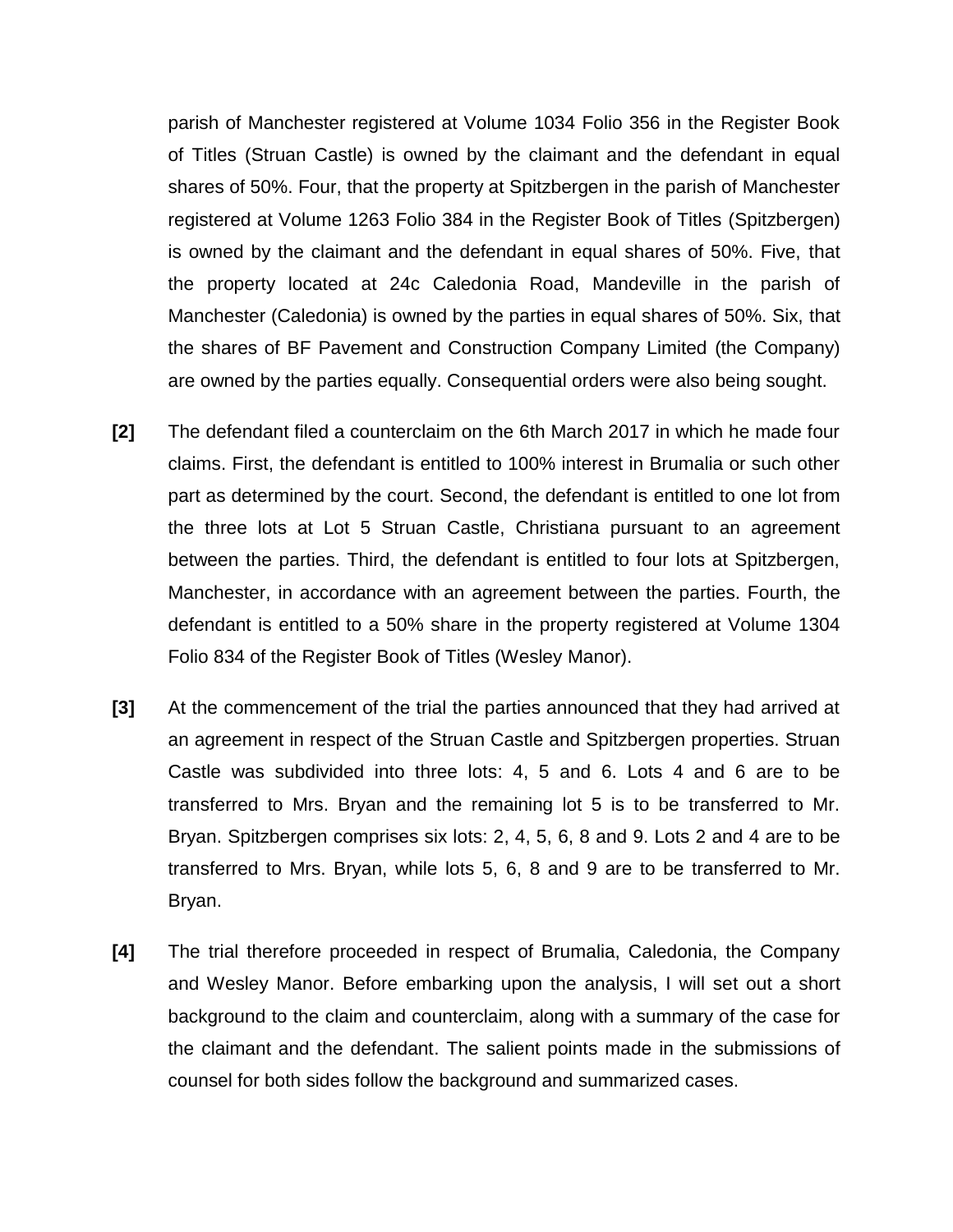parish of Manchester registered at Volume 1034 Folio 356 in the Register Book of Titles (Struan Castle) is owned by the claimant and the defendant in equal shares of 50%. Four, that the property at Spitzbergen in the parish of Manchester registered at Volume 1263 Folio 384 in the Register Book of Titles (Spitzbergen) is owned by the claimant and the defendant in equal shares of 50%. Five, that the property located at 24c Caledonia Road, Mandeville in the parish of Manchester (Caledonia) is owned by the parties in equal shares of 50%. Six, that the shares of BF Pavement and Construction Company Limited (the Company) are owned by the parties equally. Consequential orders were also being sought.

**[2]** The defendant filed a counterclaim on the 6th March 2017 in which he made four claims. First, the defendant is entitled to 100% interest in Brumalia or such other part as determined by the court. Second, the defendant is entitled to one lot from the three lots at Lot 5 Struan Castle, Christiana pursuant to an agreement between the parties. Third, the defendant is entitled to four lots at Spitzbergen, Manchester, in accordance with an agreement between the parties. Fourth, the defendant is entitled to a 50% share in the property registered at Volume 1304 Folio 834 of the Register Book of Titles (Wesley Manor).

**[3]** At the commencement of the trial the parties announced that they had arrived at an agreement in respect of the Struan Castle and Spitzbergen properties. Struan Castle was subdivided into three lots: 4, 5 and 6. Lots 4 and 6 are to be transferred to Mrs. Bryan and the remaining lot 5 is to be transferred to Mr. Bryan. Spitzbergen comprises six lots: 2, 4, 5, 6, 8 and 9. Lots 2 and 4 are to be transferred to Mrs. Bryan, while lots 5, 6, 8 and 9 are to be transferred to Mr. Bryan.

**[4]** The trial therefore proceeded in respect of Brumalia, Caledonia, the Company and Wesley Manor. Before embarking upon the analysis, I will set out a short background to the claim and counterclaim, along with a summary of the case for the claimant and the defendant. The salient points made in the submissions of counsel for both sides follow the background and summarized cases.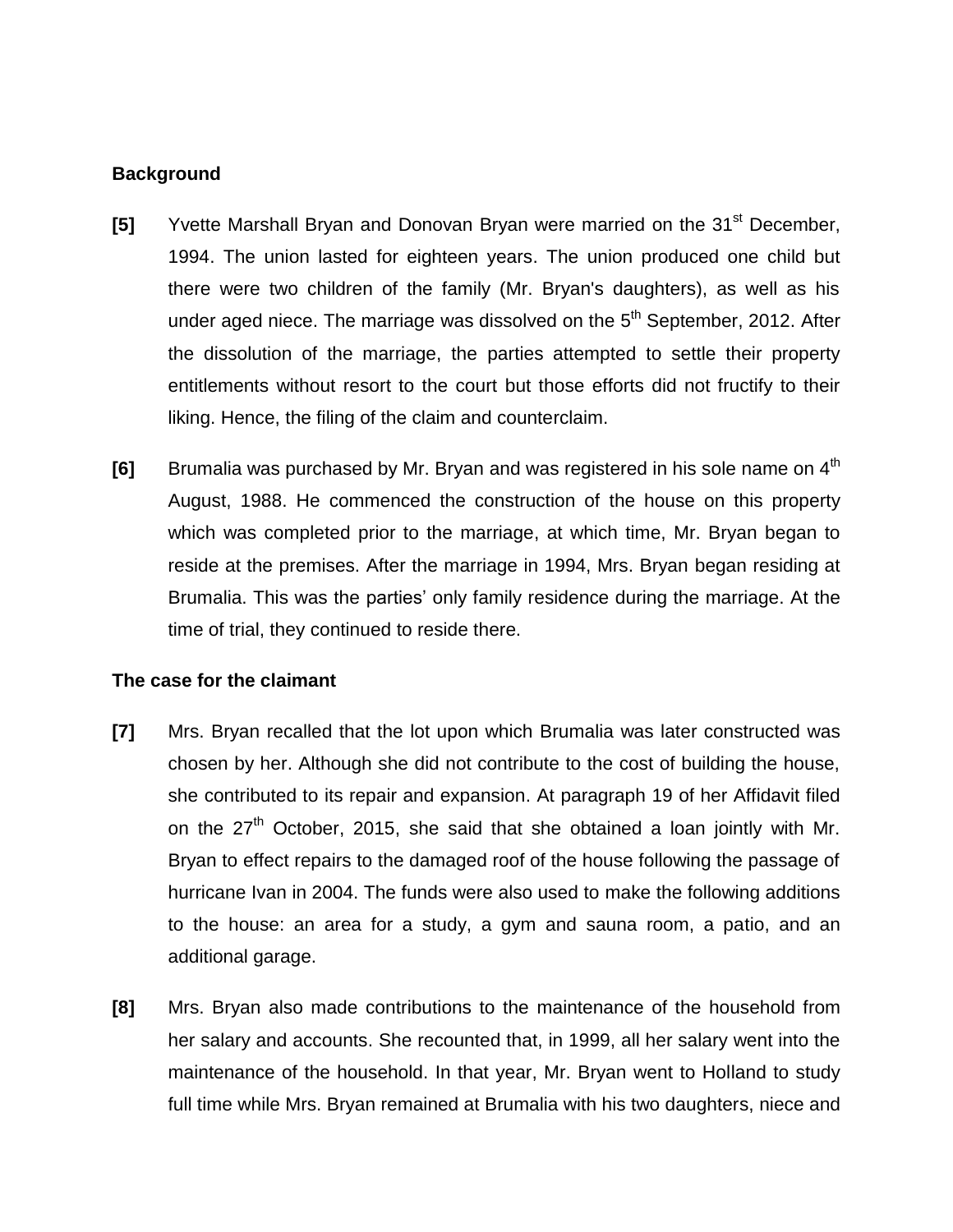**Background**

**[5]** Yvette Marshall Bryan and Donovan Bryan were married on the 31st December, 1994. The union lasted for eighteen years. The union produced one child but there were two children of the family (Mr. Bryan's daughters), as well as his under aged niece. The marriage was dissolved on the 5th September, 2012. After the dissolution of the marriage, the parties attempted to settle their property entitlements without resort to the court but those efforts did not fructify to their liking. Hence, the filing of the claim and counterclaim.

**[6]** Brumalia was purchased by Mr. Bryan and was registered in his sole name on 4th August, 1988. He commenced the construction of the house on this property which was completed prior to the marriage, at which time, Mr. Bryan began to reside at the premises. After the marriage in 1994, Mrs. Bryan began residing at Brumalia. This was the parties' only family residence during the marriage. At the time of trial, they continued to reside there.

**The case for the claimant**

**[7]** Mrs. Bryan recalled that the lot upon which Brumalia was later constructed was chosen by her. Although she did not contribute to the cost of building the house, she contributed to its repair and expansion. At paragraph 19 of her Affidavit filed on the 27th October, 2015, she said that she obtained a loan jointly with Mr. Bryan to effect repairs to the damaged roof of the house following the passage of hurricane Ivan in 2004. The funds were also used to make the following additions to the house: an area for a study, a gym and sauna room, a patio, and an additional garage.

**[8]** Mrs. Bryan also made contributions to the maintenance of the household from her salary and accounts. She recounted that, in 1999, all her salary went into the maintenance of the household. In that year, Mr. Bryan went to Holland to study full time while Mrs. Bryan remained at Brumalia with his two daughters, niece and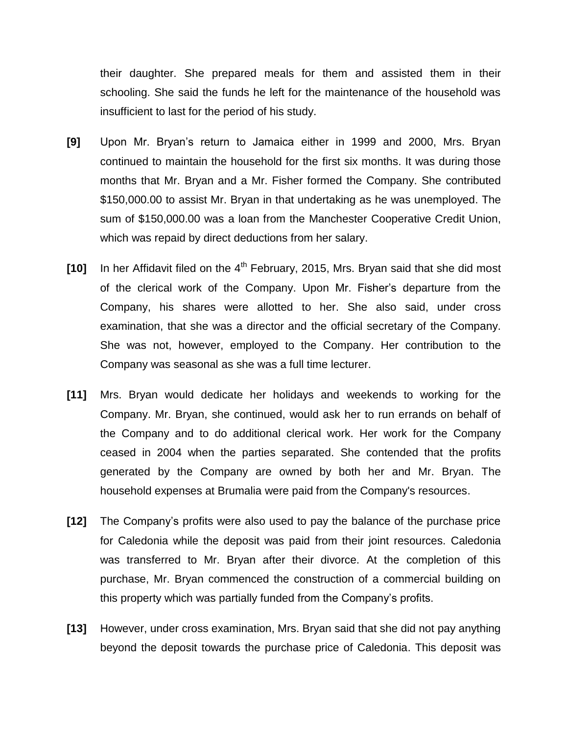their daughter. She prepared meals for them and assisted them in their schooling. She said the funds he left for the maintenance of the household was insufficient to last for the period of his study.

**[9]** Upon Mr. Bryan's return to Jamaica either in 1999 and 2000, Mrs. Bryan continued to maintain the household for the first six months. It was during those months that Mr. Bryan and a Mr. Fisher formed the Company. She contributed $150,000.00 to assist Mr. Bryan in that undertaking as he was unemployed. The sum of $150,000.00 was a loan from the Manchester Cooperative Credit Union, which was repaid by direct deductions from her salary.

**[10]** In her Affidavit filed on the 4th February, 2015, Mrs. Bryan said that she did most of the clerical work of the Company. Upon Mr. Fisher's departure from the Company, his shares were allotted to her. She also said, under cross examination, that she was a director and the official secretary of the Company. She was not, however, employed to the Company. Her contribution to the Company was seasonal as she was a full time lecturer.

**[11]** Mrs. Bryan would dedicate her holidays and weekends to working for the Company. Mr. Bryan, she continued, would ask her to run errands on behalf of the Company and to do additional clerical work. Her work for the Company ceased in 2004 when the parties separated. She contended that the profits generated by the Company are owned by both her and Mr. Bryan. The household expenses at Brumalia were paid from the Company's resources.

**[12]** The Company's profits were also used to pay the balance of the purchase price for Caledonia while the deposit was paid from their joint resources. Caledonia was transferred to Mr. Bryan after their divorce. At the completion of this purchase, Mr. Bryan commenced the construction of a commercial building on this property which was partially funded from the Company's profits.

**[13]** However, under cross examination, Mrs. Bryan said that she did not pay anything beyond the deposit towards the purchase price of Caledonia. This deposit was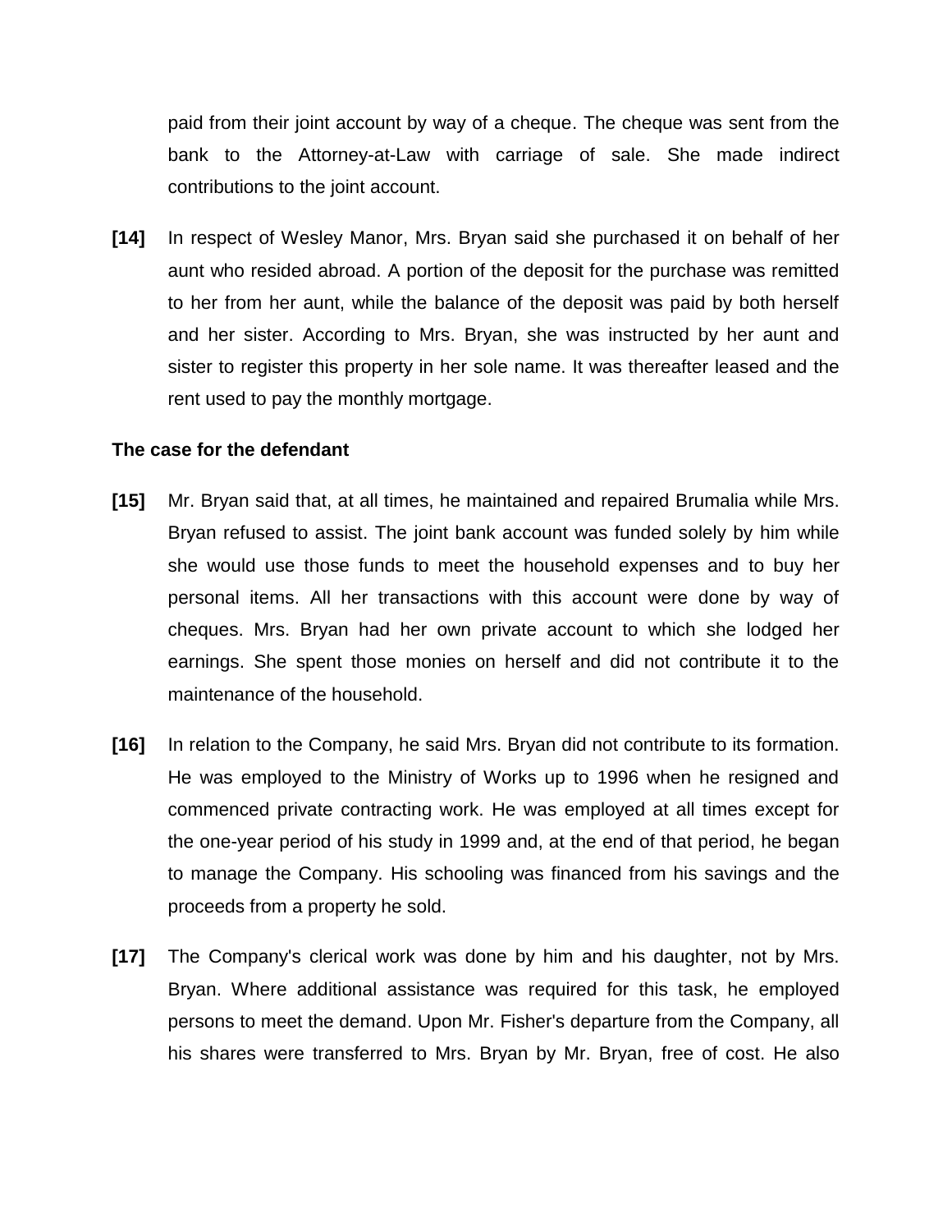paid from their joint account by way of a cheque. The cheque was sent from the bank to the Attorney-at-Law with carriage of sale. She made indirect contributions to the joint account.

**[14]** In respect of Wesley Manor, Mrs. Bryan said she purchased it on behalf of her aunt who resided abroad. A portion of the deposit for the purchase was remitted to her from her aunt, while the balance of the deposit was paid by both herself and her sister. According to Mrs. Bryan, she was instructed by her aunt and sister to register this property in her sole name. It was thereafter leased and the rent used to pay the monthly mortgage.

**The case for the defendant**

**[15]** Mr. Bryan said that, at all times, he maintained and repaired Brumalia while Mrs. Bryan refused to assist. The joint bank account was funded solely by him while she would use those funds to meet the household expenses and to buy her personal items. All her transactions with this account were done by way of cheques. Mrs. Bryan had her own private account to which she lodged her earnings. She spent those monies on herself and did not contribute it to the maintenance of the household.

**[16]** In relation to the Company, he said Mrs. Bryan did not contribute to its formation. He was employed to the Ministry of Works up to 1996 when he resigned and commenced private contracting work. He was employed at all times except for the one-year period of his study in 1999 and, at the end of that period, he began to manage the Company. His schooling was financed from his savings and the proceeds from a property he sold.

**[17]** The Company's clerical work was done by him and his daughter, not by Mrs. Bryan. Where additional assistance was required for this task, he employed persons to meet the demand. Upon Mr. Fisher's departure from the Company, all his shares were transferred to Mrs. Bryan by Mr. Bryan, free of cost. He also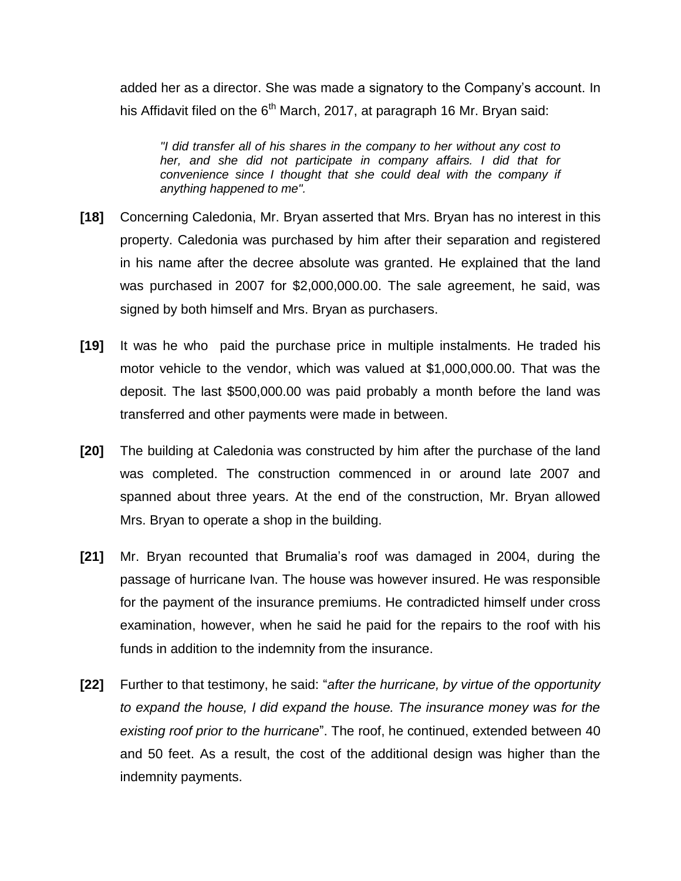added her as a director. She was made a signatory to the Company's account. In his Affidavit filed on the 6th March, 2017, at paragraph 16 Mr. Bryan said:

> *"I did transfer all of his shares in the company to her without any cost to her, and she did not participate in company affairs. I did that for convenience since I thought that she could deal with the company if anything happened to me".*

**[18]** Concerning Caledonia, Mr. Bryan asserted that Mrs. Bryan has no interest in this property. Caledonia was purchased by him after their separation and registered in his name after the decree absolute was granted. He explained that the land was purchased in 2007 for $2,000,000.00. The sale agreement, he said, was signed by both himself and Mrs. Bryan as purchasers.

**[19]** It was he who paid the purchase price in multiple instalments. He traded his motor vehicle to the vendor, which was valued at $1,000,000.00. That was the deposit. The last $500,000.00 was paid probably a month before the land was transferred and other payments were made in between.

**[20]** The building at Caledonia was constructed by him after the purchase of the land was completed. The construction commenced in or around late 2007 and spanned about three years. At the end of the construction, Mr. Bryan allowed Mrs. Bryan to operate a shop in the building.

**[21]** Mr. Bryan recounted that Brumalia's roof was damaged in 2004, during the passage of hurricane Ivan. The house was however insured. He was responsible for the payment of the insurance premiums. He contradicted himself under cross examination, however, when he said he paid for the repairs to the roof with his funds in addition to the indemnity from the insurance.

**[22]** Further to that testimony, he said: "*after the hurricane, by virtue of the opportunity to expand the house, I did expand the house. The insurance money was for the existing roof prior to the hurricane*". The roof, he continued, extended between 40 and 50 feet. As a result, the cost of the additional design was higher than the indemnity payments.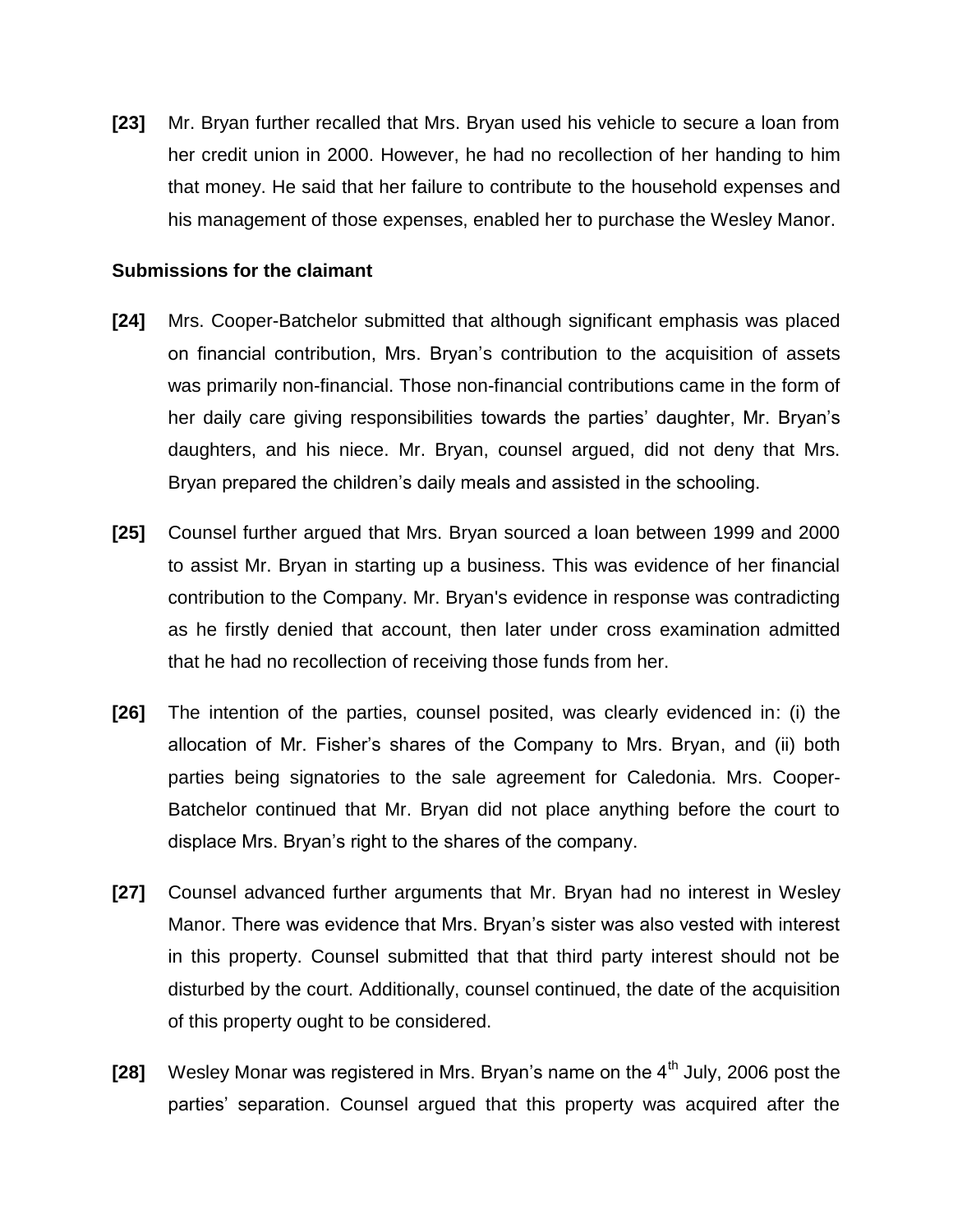**[23]** Mr. Bryan further recalled that Mrs. Bryan used his vehicle to secure a loan from her credit union in 2000. However, he had no recollection of her handing to him that money. He said that her failure to contribute to the household expenses and his management of those expenses, enabled her to purchase the Wesley Manor.

### Submissions for the claimant

**[24]** Mrs. Cooper-Batchelor submitted that although significant emphasis was placed on financial contribution, Mrs. Bryan's contribution to the acquisition of assets was primarily non-financial. Those non-financial contributions came in the form of her daily care giving responsibilities towards the parties' daughter, Mr. Bryan's daughters, and his niece. Mr. Bryan, counsel argued, did not deny that Mrs. Bryan prepared the children's daily meals and assisted in the schooling.

**[25]** Counsel further argued that Mrs. Bryan sourced a loan between 1999 and 2000 to assist Mr. Bryan in starting up a business. This was evidence of her financial contribution to the Company. Mr. Bryan's evidence in response was contradicting as he firstly denied that account, then later under cross examination admitted that he had no recollection of receiving those funds from her.

**[26]** The intention of the parties, counsel posited, was clearly evidenced in: (i) the allocation of Mr. Fisher's shares of the Company to Mrs. Bryan, and (ii) both parties being signatories to the sale agreement for Caledonia. Mrs. Cooper-Batchelor continued that Mr. Bryan did not place anything before the court to displace Mrs. Bryan's right to the shares of the company.

**[27]** Counsel advanced further arguments that Mr. Bryan had no interest in Wesley Manor. There was evidence that Mrs. Bryan's sister was also vested with interest in this property. Counsel submitted that that third party interest should not be disturbed by the court. Additionally, counsel continued, the date of the acquisition of this property ought to be considered.

**[28]** Wesley Monar was registered in Mrs. Bryan's name on the 4th July, 2006 post the parties' separation. Counsel argued that this property was acquired after the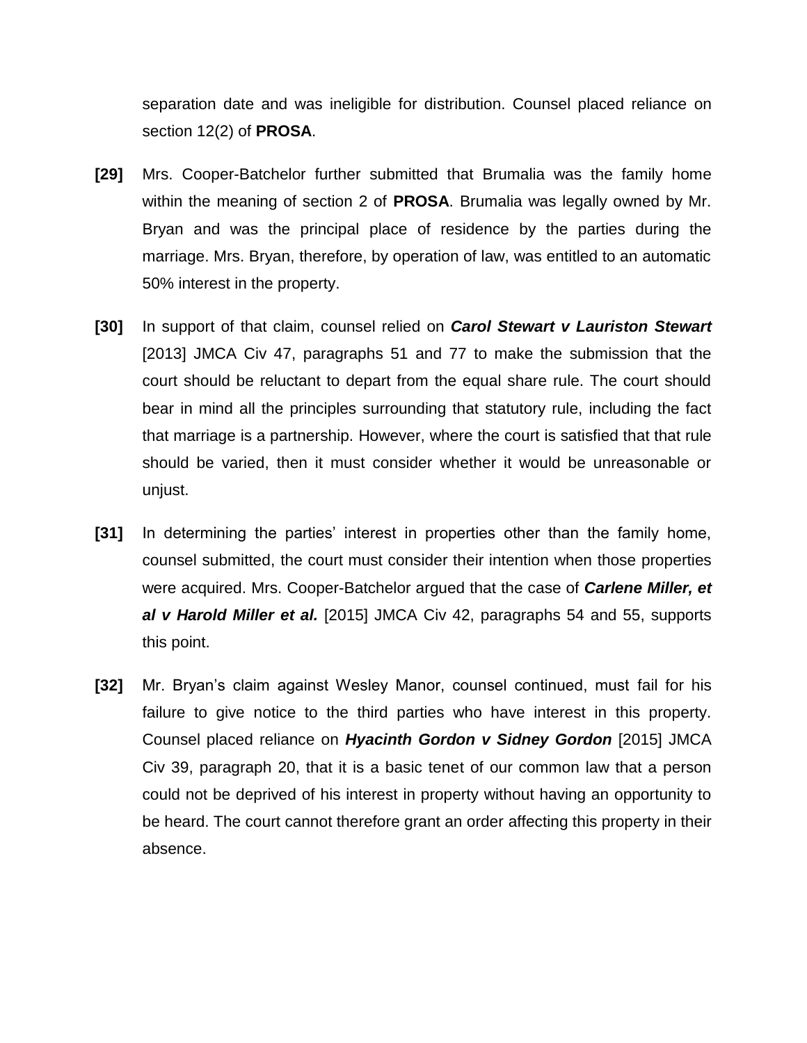separation date and was ineligible for distribution. Counsel placed reliance on section 12(2) of **PROSA**.

**[29]** Mrs. Cooper-Batchelor further submitted that Brumalia was the family home within the meaning of section 2 of **PROSA**. Brumalia was legally owned by Mr. Bryan and was the principal place of residence by the parties during the marriage. Mrs. Bryan, therefore, by operation of law, was entitled to an automatic 50% interest in the property.

**[30]** In support of that claim, counsel relied on ***Carol Stewart v Lauriston Stewart*** [2013] JMCA Civ 47, paragraphs 51 and 77 to make the submission that the court should be reluctant to depart from the equal share rule. The court should bear in mind all the principles surrounding that statutory rule, including the fact that marriage is a partnership. However, where the court is satisfied that that rule should be varied, then it must consider whether it would be unreasonable or unjust.

**[31]** In determining the parties' interest in properties other than the family home, counsel submitted, the court must consider their intention when those properties were acquired. Mrs. Cooper-Batchelor argued that the case of ***Carlene Miller, et al v Harold Miller et al.*** [2015] JMCA Civ 42, paragraphs 54 and 55, supports this point.

**[32]** Mr. Bryan's claim against Wesley Manor, counsel continued, must fail for his failure to give notice to the third parties who have interest in this property. Counsel placed reliance on ***Hyacinth Gordon v Sidney Gordon*** [2015] JMCA Civ 39, paragraph 20, that it is a basic tenet of our common law that a person could not be deprived of his interest in property without having an opportunity to be heard. The court cannot therefore grant an order affecting this property in their absence.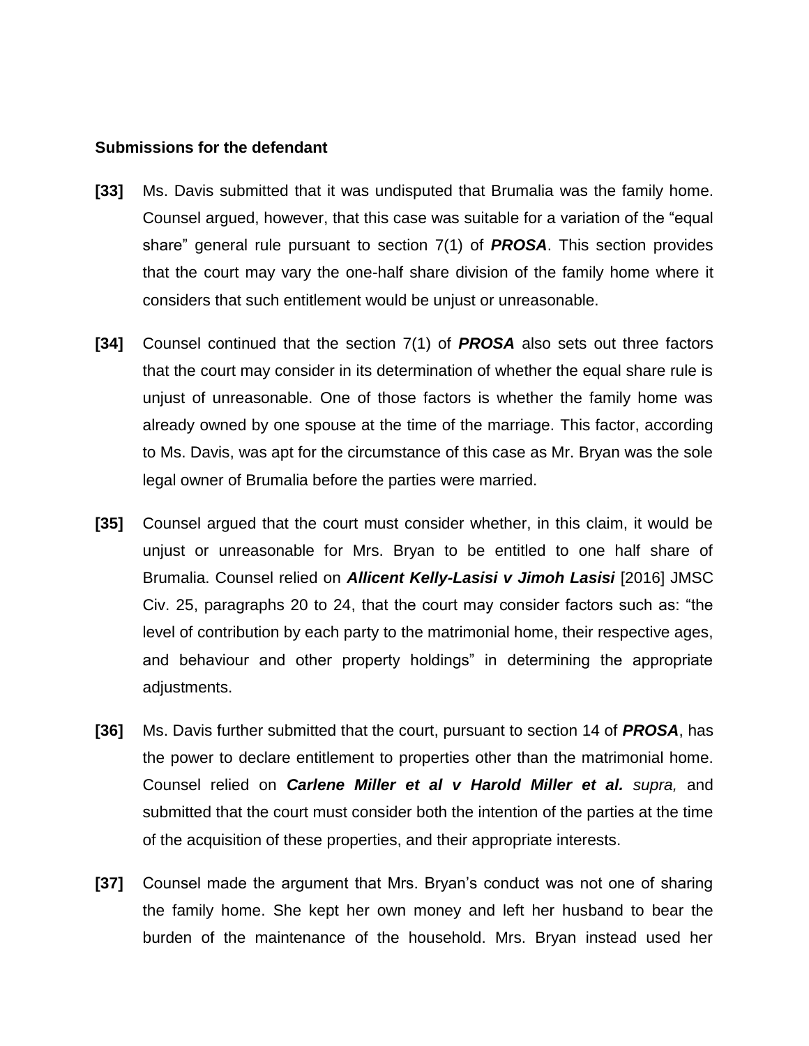**Submissions for the defendant**

**[33]** Ms. Davis submitted that it was undisputed that Brumalia was the family home. Counsel argued, however, that this case was suitable for a variation of the "equal share" general rule pursuant to section 7(1) of ***PROSA***. This section provides that the court may vary the one-half share division of the family home where it considers that such entitlement would be unjust or unreasonable.

**[34]** Counsel continued that the section 7(1) of ***PROSA*** also sets out three factors that the court may consider in its determination of whether the equal share rule is unjust of unreasonable. One of those factors is whether the family home was already owned by one spouse at the time of the marriage. This factor, according to Ms. Davis, was apt for the circumstance of this case as Mr. Bryan was the sole legal owner of Brumalia before the parties were married.

**[35]** Counsel argued that the court must consider whether, in this claim, it would be unjust or unreasonable for Mrs. Bryan to be entitled to one half share of Brumalia. Counsel relied on ***Allicent Kelly-Lasisi v Jimoh Lasisi*** [2016] JMSC Civ. 25, paragraphs 20 to 24, that the court may consider factors such as: "the level of contribution by each party to the matrimonial home, their respective ages, and behaviour and other property holdings" in determining the appropriate adjustments.

**[36]** Ms. Davis further submitted that the court, pursuant to section 14 of ***PROSA***, has the power to declare entitlement to properties other than the matrimonial home. Counsel relied on ***Carlene Miller et al v Harold Miller et al.*** *supra,* and submitted that the court must consider both the intention of the parties at the time of the acquisition of these properties, and their appropriate interests.

**[37]** Counsel made the argument that Mrs. Bryan's conduct was not one of sharing the family home. She kept her own money and left her husband to bear the burden of the maintenance of the household. Mrs. Bryan instead used her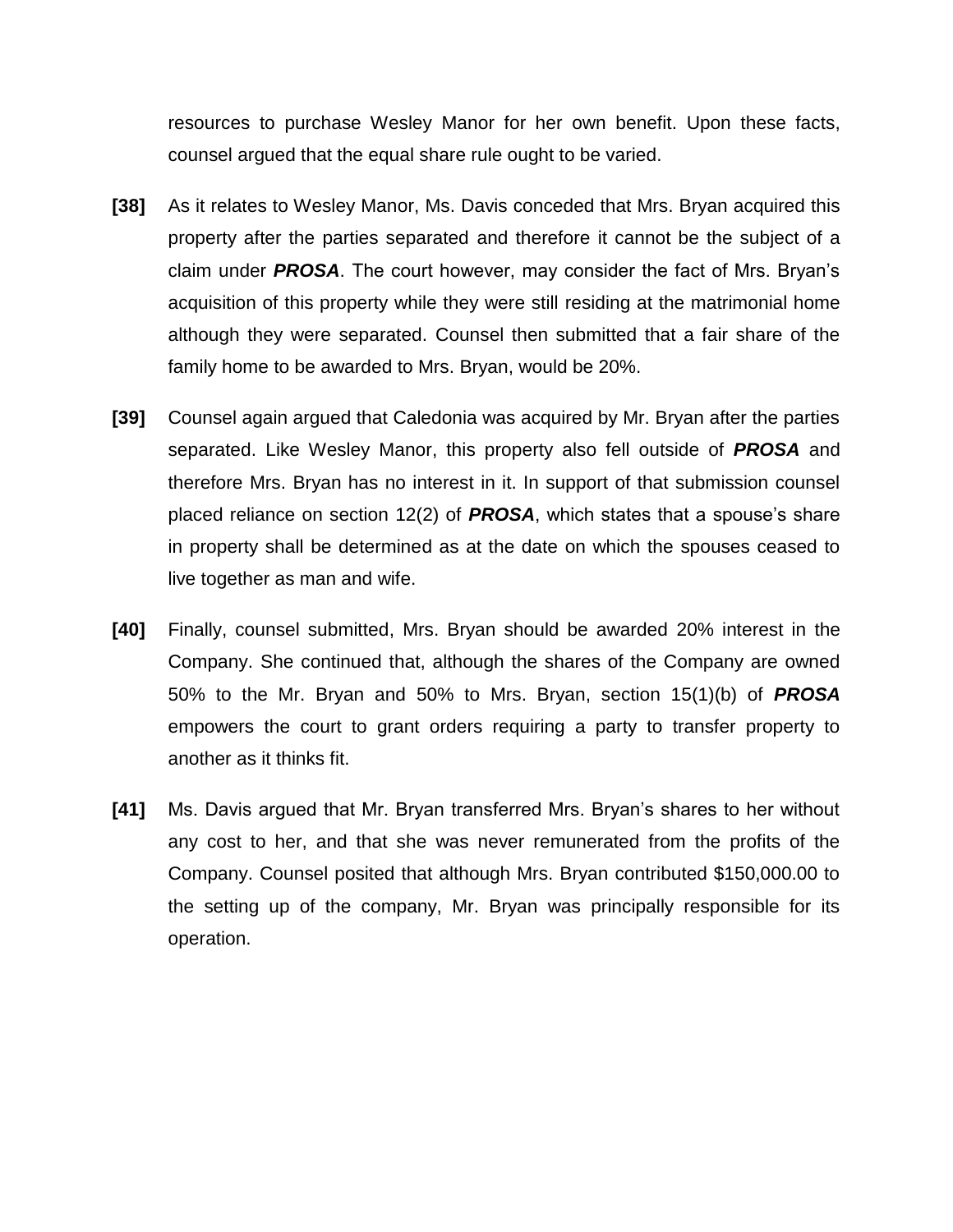resources to purchase Wesley Manor for her own benefit. Upon these facts, counsel argued that the equal share rule ought to be varied.

**[38]** As it relates to Wesley Manor, Ms. Davis conceded that Mrs. Bryan acquired this property after the parties separated and therefore it cannot be the subject of a claim under ***PROSA***. The court however, may consider the fact of Mrs. Bryan's acquisition of this property while they were still residing at the matrimonial home although they were separated. Counsel then submitted that a fair share of the family home to be awarded to Mrs. Bryan, would be 20%.

**[39]** Counsel again argued that Caledonia was acquired by Mr. Bryan after the parties separated. Like Wesley Manor, this property also fell outside of ***PROSA*** and therefore Mrs. Bryan has no interest in it. In support of that submission counsel placed reliance on section 12(2) of ***PROSA***, which states that a spouse's share in property shall be determined as at the date on which the spouses ceased to live together as man and wife.

**[40]** Finally, counsel submitted, Mrs. Bryan should be awarded 20% interest in the Company. She continued that, although the shares of the Company are owned 50% to the Mr. Bryan and 50% to Mrs. Bryan, section 15(1)(b) of ***PROSA*** empowers the court to grant orders requiring a party to transfer property to another as it thinks fit.

**[41]** Ms. Davis argued that Mr. Bryan transferred Mrs. Bryan's shares to her without any cost to her, and that she was never remunerated from the profits of the Company. Counsel posited that although Mrs. Bryan contributed $150,000.00 to the setting up of the company, Mr. Bryan was principally responsible for its operation.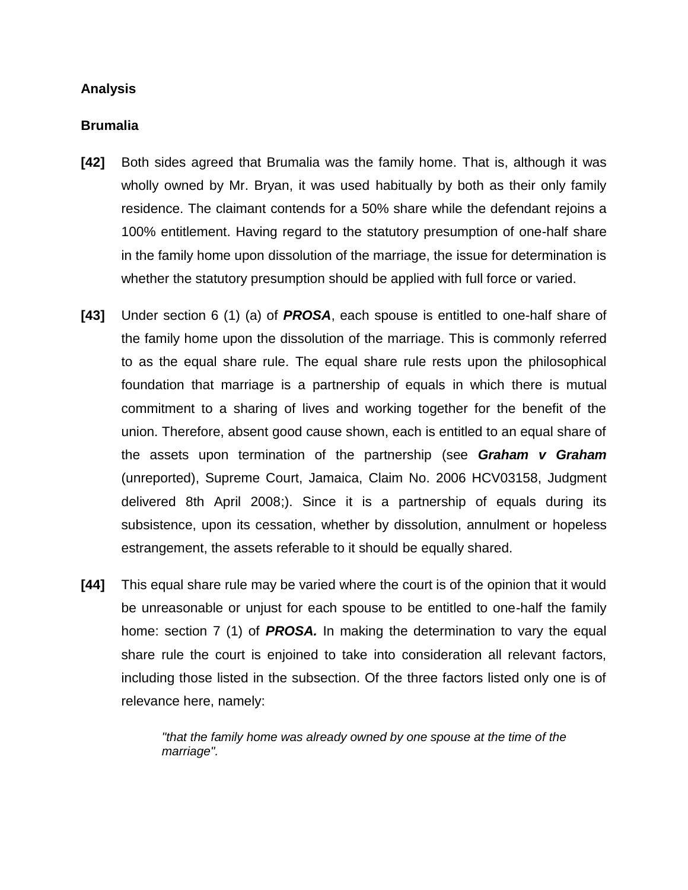**Analysis**

**Brumalia**

**[42]** Both sides agreed that Brumalia was the family home. That is, although it was wholly owned by Mr. Bryan, it was used habitually by both as their only family residence. The claimant contends for a 50% share while the defendant rejoins a 100% entitlement. Having regard to the statutory presumption of one-half share in the family home upon dissolution of the marriage, the issue for determination is whether the statutory presumption should be applied with full force or varied.

**[43]** Under section 6 (1) (a) of ***PROSA***, each spouse is entitled to one-half share of the family home upon the dissolution of the marriage. This is commonly referred to as the equal share rule. The equal share rule rests upon the philosophical foundation that marriage is a partnership of equals in which there is mutual commitment to a sharing of lives and working together for the benefit of the union. Therefore, absent good cause shown, each is entitled to an equal share of the assets upon termination of the partnership (see ***Graham v Graham*** (unreported), Supreme Court, Jamaica, Claim No. 2006 HCV03158, Judgment delivered 8th April 2008;). Since it is a partnership of equals during its subsistence, upon its cessation, whether by dissolution, annulment or hopeless estrangement, the assets referable to it should be equally shared.

**[44]** This equal share rule may be varied where the court is of the opinion that it would be unreasonable or unjust for each spouse to be entitled to one-half the family home: section 7 (1) of ***PROSA.*** In making the determination to vary the equal share rule the court is enjoined to take into consideration all relevant factors, including those listed in the subsection. Of the three factors listed only one is of relevance here, namely:

> *"that the family home was already owned by one spouse at the time of the marriage".*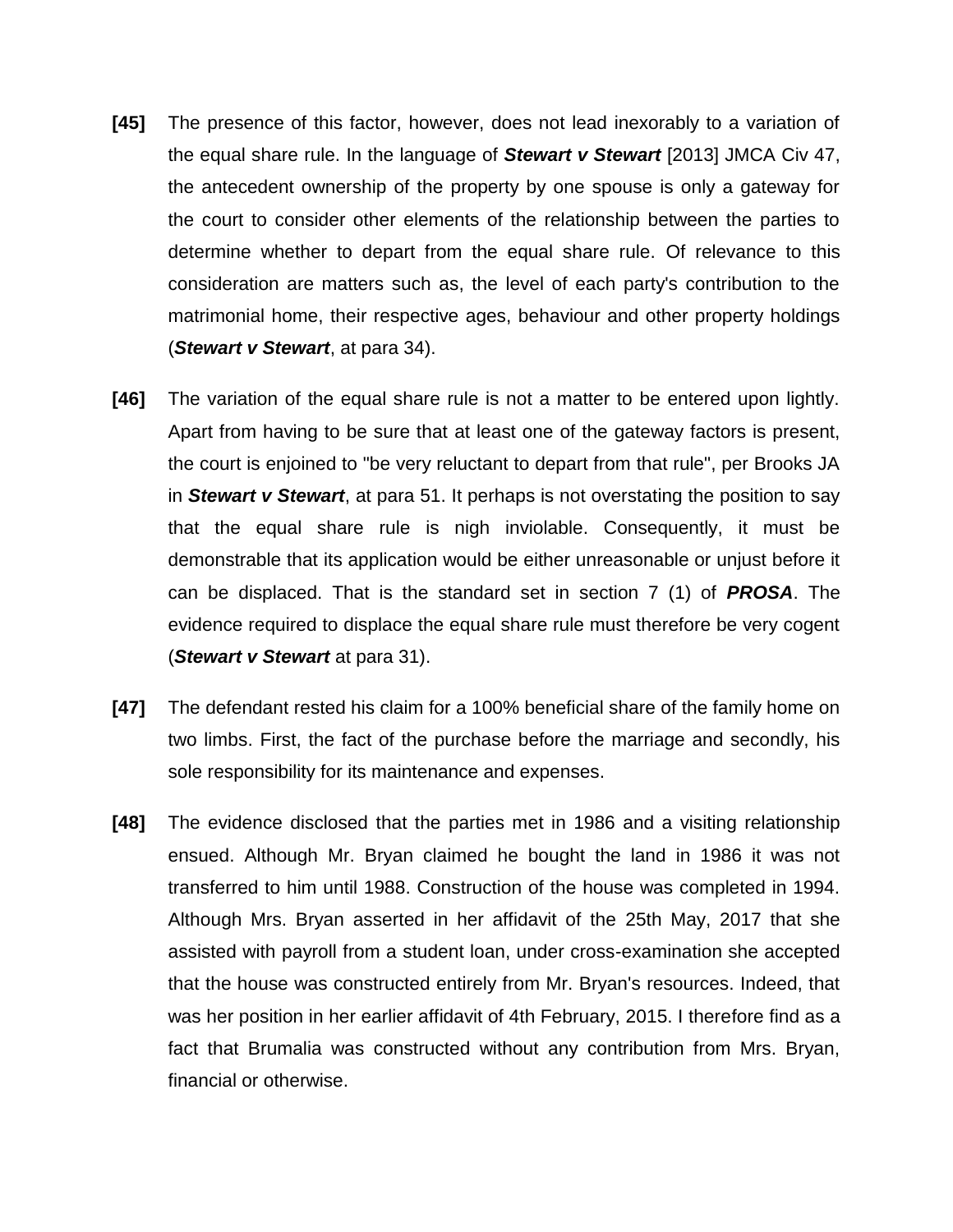**[45]** The presence of this factor, however, does not lead inexorably to a variation of the equal share rule. In the language of ***Stewart v Stewart*** [2013] JMCA Civ 47, the antecedent ownership of the property by one spouse is only a gateway for the court to consider other elements of the relationship between the parties to determine whether to depart from the equal share rule. Of relevance to this consideration are matters such as, the level of each party's contribution to the matrimonial home, their respective ages, behaviour and other property holdings (***Stewart v Stewart***, at para 34).

**[46]** The variation of the equal share rule is not a matter to be entered upon lightly. Apart from having to be sure that at least one of the gateway factors is present, the court is enjoined to "be very reluctant to depart from that rule", per Brooks JA in ***Stewart v Stewart***, at para 51. It perhaps is not overstating the position to say that the equal share rule is nigh inviolable. Consequently, it must be demonstrable that its application would be either unreasonable or unjust before it can be displaced. That is the standard set in section 7 (1) of ***PROSA***. The evidence required to displace the equal share rule must therefore be very cogent (***Stewart v Stewart*** at para 31).

**[47]** The defendant rested his claim for a 100% beneficial share of the family home on two limbs. First, the fact of the purchase before the marriage and secondly, his sole responsibility for its maintenance and expenses.

**[48]** The evidence disclosed that the parties met in 1986 and a visiting relationship ensued. Although Mr. Bryan claimed he bought the land in 1986 it was not transferred to him until 1988. Construction of the house was completed in 1994. Although Mrs. Bryan asserted in her affidavit of the 25th May, 2017 that she assisted with payroll from a student loan, under cross-examination she accepted that the house was constructed entirely from Mr. Bryan's resources. Indeed, that was her position in her earlier affidavit of 4th February, 2015. I therefore find as a fact that Brumalia was constructed without any contribution from Mrs. Bryan, financial or otherwise.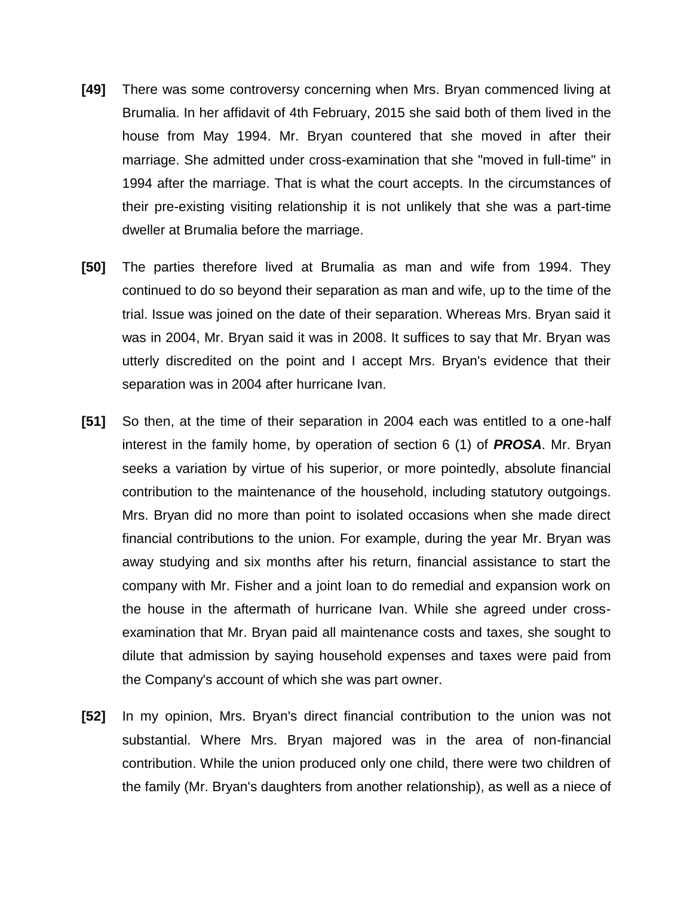**[49]** There was some controversy concerning when Mrs. Bryan commenced living at Brumalia. In her affidavit of 4th February, 2015 she said both of them lived in the house from May 1994. Mr. Bryan countered that she moved in after their marriage. She admitted under cross-examination that she "moved in full-time" in 1994 after the marriage. That is what the court accepts. In the circumstances of their pre-existing visiting relationship it is not unlikely that she was a part-time dweller at Brumalia before the marriage.

**[50]** The parties therefore lived at Brumalia as man and wife from 1994. They continued to do so beyond their separation as man and wife, up to the time of the trial. Issue was joined on the date of their separation. Whereas Mrs. Bryan said it was in 2004, Mr. Bryan said it was in 2008. It suffices to say that Mr. Bryan was utterly discredited on the point and I accept Mrs. Bryan's evidence that their separation was in 2004 after hurricane Ivan.

**[51]** So then, at the time of their separation in 2004 each was entitled to a one-half interest in the family home, by operation of section 6 (1) of ***PROSA***. Mr. Bryan seeks a variation by virtue of his superior, or more pointedly, absolute financial contribution to the maintenance of the household, including statutory outgoings. Mrs. Bryan did no more than point to isolated occasions when she made direct financial contributions to the union. For example, during the year Mr. Bryan was away studying and six months after his return, financial assistance to start the company with Mr. Fisher and a joint loan to do remedial and expansion work on the house in the aftermath of hurricane Ivan. While she agreed under cross-examination that Mr. Bryan paid all maintenance costs and taxes, she sought to dilute that admission by saying household expenses and taxes were paid from the Company's account of which she was part owner.

**[52]** In my opinion, Mrs. Bryan's direct financial contribution to the union was not substantial. Where Mrs. Bryan majored was in the area of non-financial contribution. While the union produced only one child, there were two children of the family (Mr. Bryan's daughters from another relationship), as well as a niece of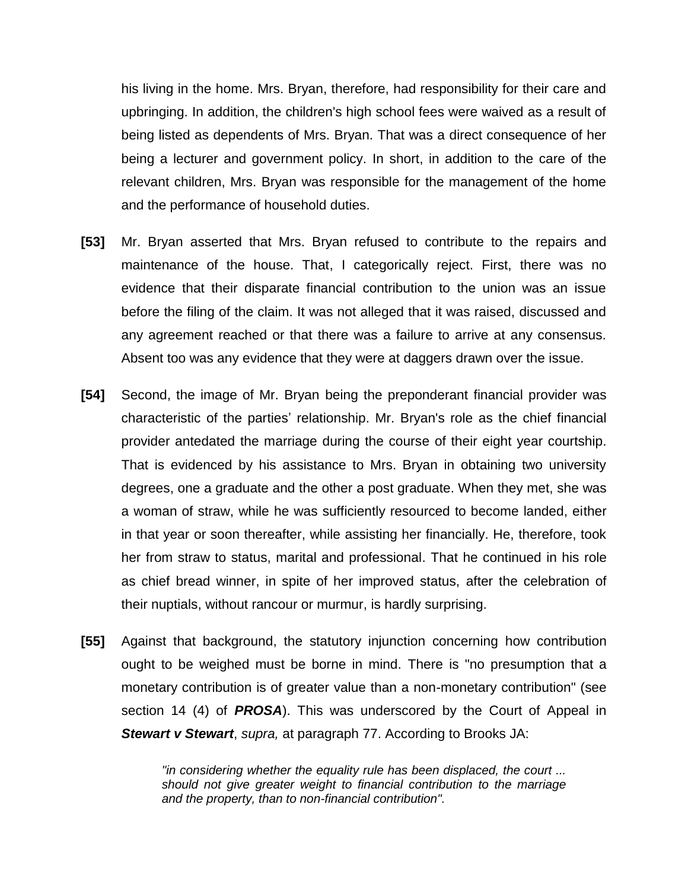his living in the home. Mrs. Bryan, therefore, had responsibility for their care and upbringing. In addition, the children's high school fees were waived as a result of being listed as dependents of Mrs. Bryan. That was a direct consequence of her being a lecturer and government policy. In short, in addition to the care of the relevant children, Mrs. Bryan was responsible for the management of the home and the performance of household duties.

**[53]** Mr. Bryan asserted that Mrs. Bryan refused to contribute to the repairs and maintenance of the house. That, I categorically reject. First, there was no evidence that their disparate financial contribution to the union was an issue before the filing of the claim. It was not alleged that it was raised, discussed and any agreement reached or that there was a failure to arrive at any consensus. Absent too was any evidence that they were at daggers drawn over the issue.

**[54]** Second, the image of Mr. Bryan being the preponderant financial provider was characteristic of the parties' relationship. Mr. Bryan's role as the chief financial provider antedated the marriage during the course of their eight year courtship. That is evidenced by his assistance to Mrs. Bryan in obtaining two university degrees, one a graduate and the other a post graduate. When they met, she was a woman of straw, while he was sufficiently resourced to become landed, either in that year or soon thereafter, while assisting her financially. He, therefore, took her from straw to status, marital and professional. That he continued in his role as chief bread winner, in spite of her improved status, after the celebration of their nuptials, without rancour or murmur, is hardly surprising.

**[55]** Against that background, the statutory injunction concerning how contribution ought to be weighed must be borne in mind. There is "no presumption that a monetary contribution is of greater value than a non-monetary contribution" (see section 14 (4) of ***PROSA***). This was underscored by the Court of Appeal in ***Stewart v Stewart***, *supra,* at paragraph 77. According to Brooks JA:

> *"in considering whether the equality rule has been displaced, the court ... should not give greater weight to financial contribution to the marriage and the property, than to non-financial contribution".*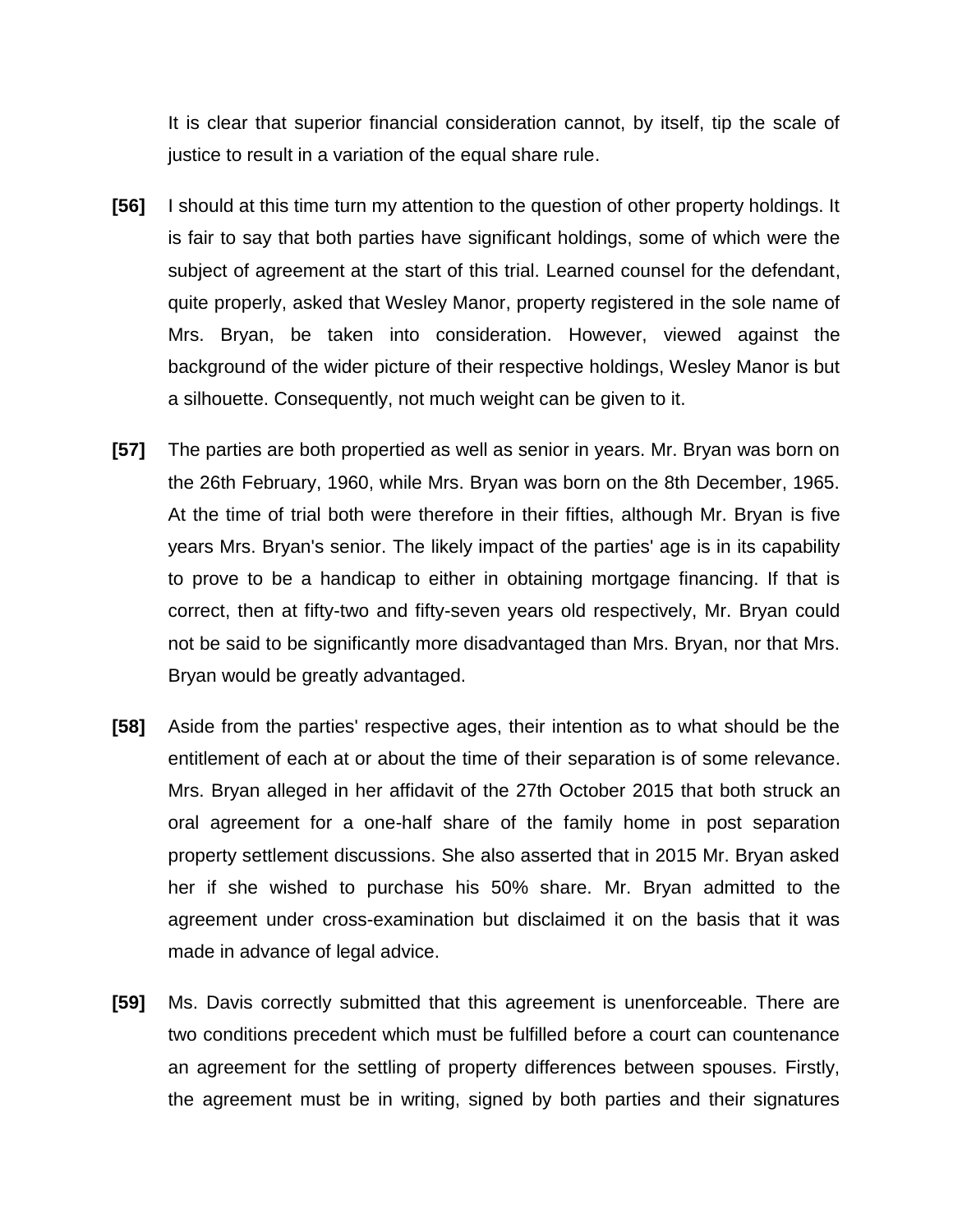It is clear that superior financial consideration cannot, by itself, tip the scale of justice to result in a variation of the equal share rule.

**[56]** I should at this time turn my attention to the question of other property holdings. It is fair to say that both parties have significant holdings, some of which were the subject of agreement at the start of this trial. Learned counsel for the defendant, quite properly, asked that Wesley Manor, property registered in the sole name of Mrs. Bryan, be taken into consideration. However, viewed against the background of the wider picture of their respective holdings, Wesley Manor is but a silhouette. Consequently, not much weight can be given to it.

**[57]** The parties are both propertied as well as senior in years. Mr. Bryan was born on the 26th February, 1960, while Mrs. Bryan was born on the 8th December, 1965. At the time of trial both were therefore in their fifties, although Mr. Bryan is five years Mrs. Bryan's senior. The likely impact of the parties' age is in its capability to prove to be a handicap to either in obtaining mortgage financing. If that is correct, then at fifty-two and fifty-seven years old respectively, Mr. Bryan could not be said to be significantly more disadvantaged than Mrs. Bryan, nor that Mrs. Bryan would be greatly advantaged.

**[58]** Aside from the parties' respective ages, their intention as to what should be the entitlement of each at or about the time of their separation is of some relevance. Mrs. Bryan alleged in her affidavit of the 27th October 2015 that both struck an oral agreement for a one-half share of the family home in post separation property settlement discussions. She also asserted that in 2015 Mr. Bryan asked her if she wished to purchase his 50% share. Mr. Bryan admitted to the agreement under cross-examination but disclaimed it on the basis that it was made in advance of legal advice.

**[59]** Ms. Davis correctly submitted that this agreement is unenforceable. There are two conditions precedent which must be fulfilled before a court can countenance an agreement for the settling of property differences between spouses. Firstly, the agreement must be in writing, signed by both parties and their signatures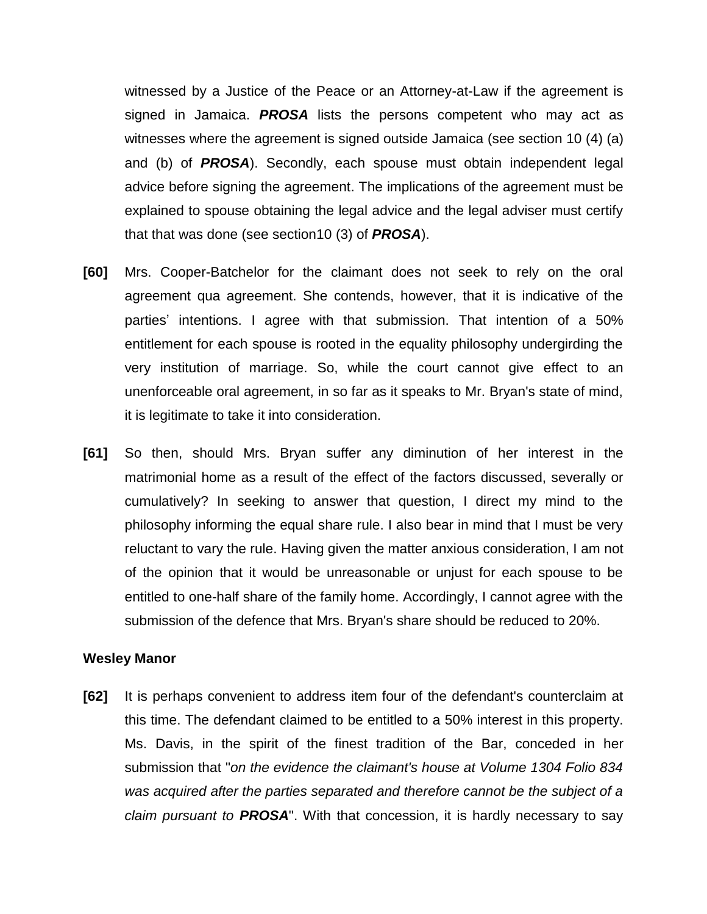witnessed by a Justice of the Peace or an Attorney-at-Law if the agreement is signed in Jamaica. ***PROSA*** lists the persons competent who may act as witnesses where the agreement is signed outside Jamaica (see section 10 (4) (a) and (b) of ***PROSA***). Secondly, each spouse must obtain independent legal advice before signing the agreement. The implications of the agreement must be explained to spouse obtaining the legal advice and the legal adviser must certify that that was done (see section10 (3) of ***PROSA***).

**[60]** Mrs. Cooper-Batchelor for the claimant does not seek to rely on the oral agreement qua agreement. She contends, however, that it is indicative of the parties' intentions. I agree with that submission. That intention of a 50% entitlement for each spouse is rooted in the equality philosophy undergirding the very institution of marriage. So, while the court cannot give effect to an unenforceable oral agreement, in so far as it speaks to Mr. Bryan's state of mind, it is legitimate to take it into consideration.

**[61]** So then, should Mrs. Bryan suffer any diminution of her interest in the matrimonial home as a result of the effect of the factors discussed, severally or cumulatively? In seeking to answer that question, I direct my mind to the philosophy informing the equal share rule. I also bear in mind that I must be very reluctant to vary the rule. Having given the matter anxious consideration, I am not of the opinion that it would be unreasonable or unjust for each spouse to be entitled to one-half share of the family home. Accordingly, I cannot agree with the submission of the defence that Mrs. Bryan's share should be reduced to 20%.

**Wesley Manor**

**[62]** It is perhaps convenient to address item four of the defendant's counterclaim at this time. The defendant claimed to be entitled to a 50% interest in this property. Ms. Davis, in the spirit of the finest tradition of the Bar, conceded in her submission that "*on the evidence the claimant's house at Volume 1304 Folio 834 was acquired after the parties separated and therefore cannot be the subject of a claim pursuant to* ***PROSA***". With that concession, it is hardly necessary to say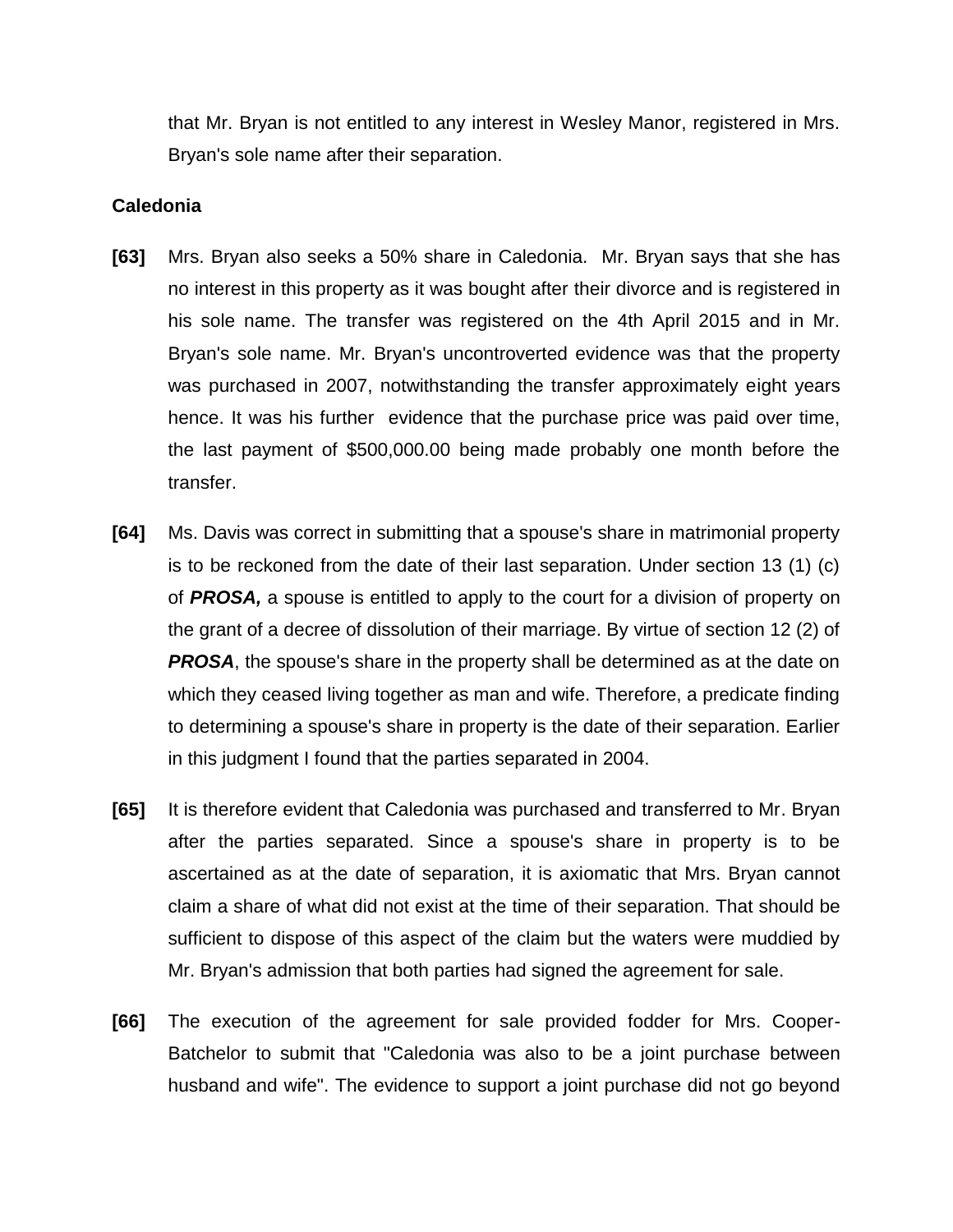that Mr. Bryan is not entitled to any interest in Wesley Manor, registered in Mrs. Bryan's sole name after their separation.

**Caledonia**

**[63]** Mrs. Bryan also seeks a 50% share in Caledonia. Mr. Bryan says that she has no interest in this property as it was bought after their divorce and is registered in his sole name. The transfer was registered on the 4th April 2015 and in Mr. Bryan's sole name. Mr. Bryan's uncontroverted evidence was that the property was purchased in 2007, notwithstanding the transfer approximately eight years hence. It was his further evidence that the purchase price was paid over time, the last payment of $500,000.00 being made probably one month before the transfer.

**[64]** Ms. Davis was correct in submitting that a spouse's share in matrimonial property is to be reckoned from the date of their last separation. Under section 13 (1) (c) of ***PROSA,*** a spouse is entitled to apply to the court for a division of property on the grant of a decree of dissolution of their marriage. By virtue of section 12 (2) of ***PROSA***, the spouse's share in the property shall be determined as at the date on which they ceased living together as man and wife. Therefore, a predicate finding to determining a spouse's share in property is the date of their separation. Earlier in this judgment I found that the parties separated in 2004.

**[65]** It is therefore evident that Caledonia was purchased and transferred to Mr. Bryan after the parties separated. Since a spouse's share in property is to be ascertained as at the date of separation, it is axiomatic that Mrs. Bryan cannot claim a share of what did not exist at the time of their separation. That should be sufficient to dispose of this aspect of the claim but the waters were muddied by Mr. Bryan's admission that both parties had signed the agreement for sale.

**[66]** The execution of the agreement for sale provided fodder for Mrs. Cooper-Batchelor to submit that "Caledonia was also to be a joint purchase between husband and wife". The evidence to support a joint purchase did not go beyond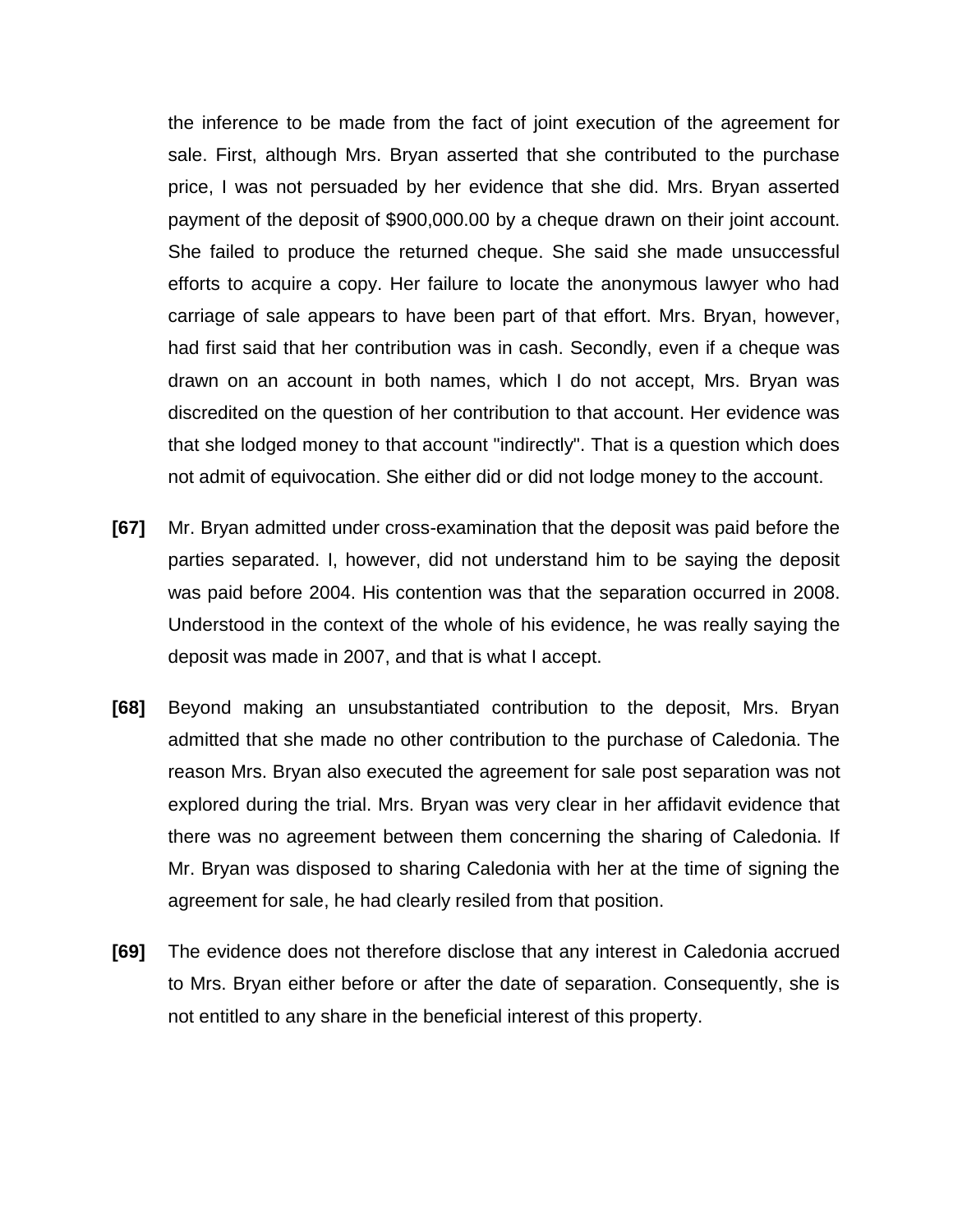the inference to be made from the fact of joint execution of the agreement for sale. First, although Mrs. Bryan asserted that she contributed to the purchase price, I was not persuaded by her evidence that she did. Mrs. Bryan asserted payment of the deposit of $900,000.00 by a cheque drawn on their joint account. She failed to produce the returned cheque. She said she made unsuccessful efforts to acquire a copy. Her failure to locate the anonymous lawyer who had carriage of sale appears to have been part of that effort. Mrs. Bryan, however, had first said that her contribution was in cash. Secondly, even if a cheque was drawn on an account in both names, which I do not accept, Mrs. Bryan was discredited on the question of her contribution to that account. Her evidence was that she lodged money to that account "indirectly". That is a question which does not admit of equivocation. She either did or did not lodge money to the account.

**[67]** Mr. Bryan admitted under cross-examination that the deposit was paid before the parties separated. I, however, did not understand him to be saying the deposit was paid before 2004. His contention was that the separation occurred in 2008. Understood in the context of the whole of his evidence, he was really saying the deposit was made in 2007, and that is what I accept.

**[68]** Beyond making an unsubstantiated contribution to the deposit, Mrs. Bryan admitted that she made no other contribution to the purchase of Caledonia. The reason Mrs. Bryan also executed the agreement for sale post separation was not explored during the trial. Mrs. Bryan was very clear in her affidavit evidence that there was no agreement between them concerning the sharing of Caledonia. If Mr. Bryan was disposed to sharing Caledonia with her at the time of signing the agreement for sale, he had clearly resiled from that position.

**[69]** The evidence does not therefore disclose that any interest in Caledonia accrued to Mrs. Bryan either before or after the date of separation. Consequently, she is not entitled to any share in the beneficial interest of this property.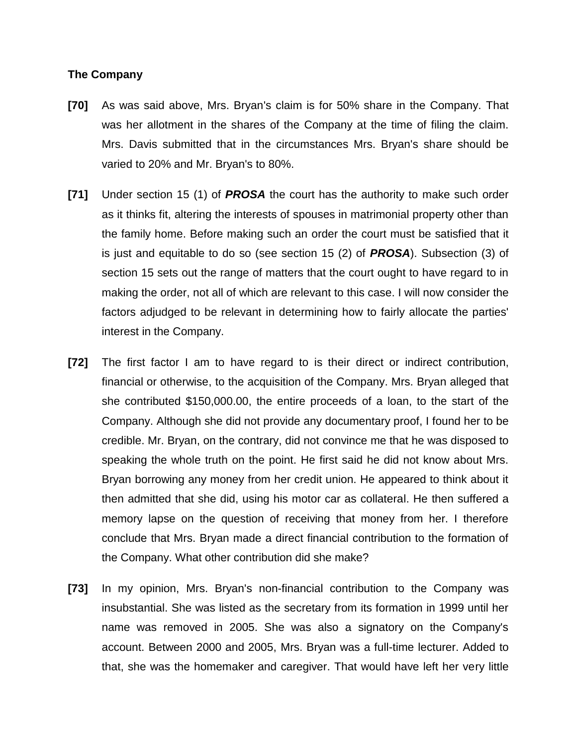**The Company**

**[70]** As was said above, Mrs. Bryan's claim is for 50% share in the Company. That was her allotment in the shares of the Company at the time of filing the claim. Mrs. Davis submitted that in the circumstances Mrs. Bryan's share should be varied to 20% and Mr. Bryan's to 80%.

**[71]** Under section 15 (1) of ***PROSA*** the court has the authority to make such order as it thinks fit, altering the interests of spouses in matrimonial property other than the family home. Before making such an order the court must be satisfied that it is just and equitable to do so (see section 15 (2) of ***PROSA***). Subsection (3) of section 15 sets out the range of matters that the court ought to have regard to in making the order, not all of which are relevant to this case. I will now consider the factors adjudged to be relevant in determining how to fairly allocate the parties' interest in the Company.

**[72]** The first factor I am to have regard to is their direct or indirect contribution, financial or otherwise, to the acquisition of the Company. Mrs. Bryan alleged that she contributed $150,000.00, the entire proceeds of a loan, to the start of the Company. Although she did not provide any documentary proof, I found her to be credible. Mr. Bryan, on the contrary, did not convince me that he was disposed to speaking the whole truth on the point. He first said he did not know about Mrs. Bryan borrowing any money from her credit union. He appeared to think about it then admitted that she did, using his motor car as collateral. He then suffered a memory lapse on the question of receiving that money from her. I therefore conclude that Mrs. Bryan made a direct financial contribution to the formation of the Company. What other contribution did she make?

**[73]** In my opinion, Mrs. Bryan's non-financial contribution to the Company was insubstantial. She was listed as the secretary from its formation in 1999 until her name was removed in 2005. She was also a signatory on the Company's account. Between 2000 and 2005, Mrs. Bryan was a full-time lecturer. Added to that, she was the homemaker and caregiver. That would have left her very little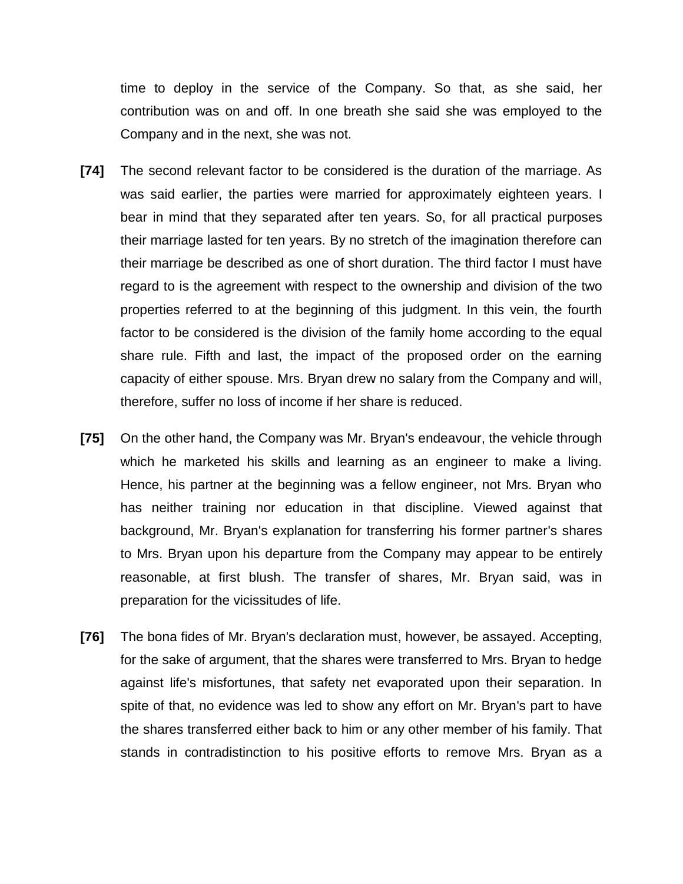time to deploy in the service of the Company. So that, as she said, her contribution was on and off. In one breath she said she was employed to the Company and in the next, she was not.

**[74]** The second relevant factor to be considered is the duration of the marriage. As was said earlier, the parties were married for approximately eighteen years. I bear in mind that they separated after ten years. So, for all practical purposes their marriage lasted for ten years. By no stretch of the imagination therefore can their marriage be described as one of short duration. The third factor I must have regard to is the agreement with respect to the ownership and division of the two properties referred to at the beginning of this judgment. In this vein, the fourth factor to be considered is the division of the family home according to the equal share rule. Fifth and last, the impact of the proposed order on the earning capacity of either spouse. Mrs. Bryan drew no salary from the Company and will, therefore, suffer no loss of income if her share is reduced.

**[75]** On the other hand, the Company was Mr. Bryan's endeavour, the vehicle through which he marketed his skills and learning as an engineer to make a living. Hence, his partner at the beginning was a fellow engineer, not Mrs. Bryan who has neither training nor education in that discipline. Viewed against that background, Mr. Bryan's explanation for transferring his former partner's shares to Mrs. Bryan upon his departure from the Company may appear to be entirely reasonable, at first blush. The transfer of shares, Mr. Bryan said, was in preparation for the vicissitudes of life.

**[76]** The bona fides of Mr. Bryan's declaration must, however, be assayed. Accepting, for the sake of argument, that the shares were transferred to Mrs. Bryan to hedge against life's misfortunes, that safety net evaporated upon their separation. In spite of that, no evidence was led to show any effort on Mr. Bryan's part to have the shares transferred either back to him or any other member of his family. That stands in contradistinction to his positive efforts to remove Mrs. Bryan as a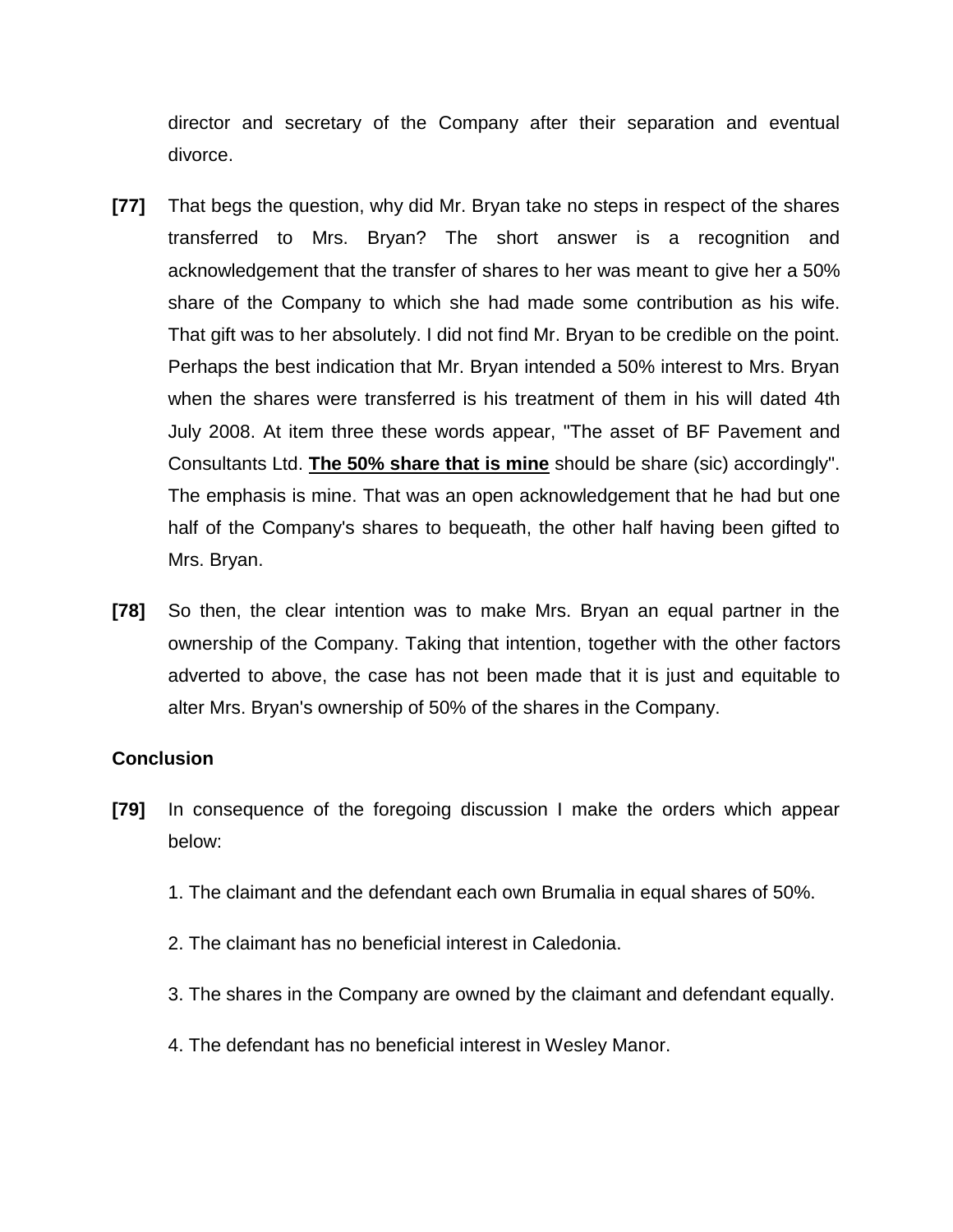director and secretary of the Company after their separation and eventual divorce.

**[77]** That begs the question, why did Mr. Bryan take no steps in respect of the shares transferred to Mrs. Bryan? The short answer is a recognition and acknowledgement that the transfer of shares to her was meant to give her a 50% share of the Company to which she had made some contribution as his wife. That gift was to her absolutely. I did not find Mr. Bryan to be credible on the point. Perhaps the best indication that Mr. Bryan intended a 50% interest to Mrs. Bryan when the shares were transferred is his treatment of them in his will dated 4th July 2008. At item three these words appear, "The asset of BF Pavement and Consultants Ltd. **<u>The 50% share that is mine</u>** should be share (sic) accordingly". The emphasis is mine. That was an open acknowledgement that he had but one half of the Company's shares to bequeath, the other half having been gifted to Mrs. Bryan.

**[78]** So then, the clear intention was to make Mrs. Bryan an equal partner in the ownership of the Company. Taking that intention, together with the other factors adverted to above, the case has not been made that it is just and equitable to alter Mrs. Bryan's ownership of 50% of the shares in the Company.

**Conclusion**

**[79]** In consequence of the foregoing discussion I make the orders which appear below:

1. The claimant and the defendant each own Brumalia in equal shares of 50%.

2. The claimant has no beneficial interest in Caledonia.

3. The shares in the Company are owned by the claimant and defendant equally.

4. The defendant has no beneficial interest in Wesley Manor.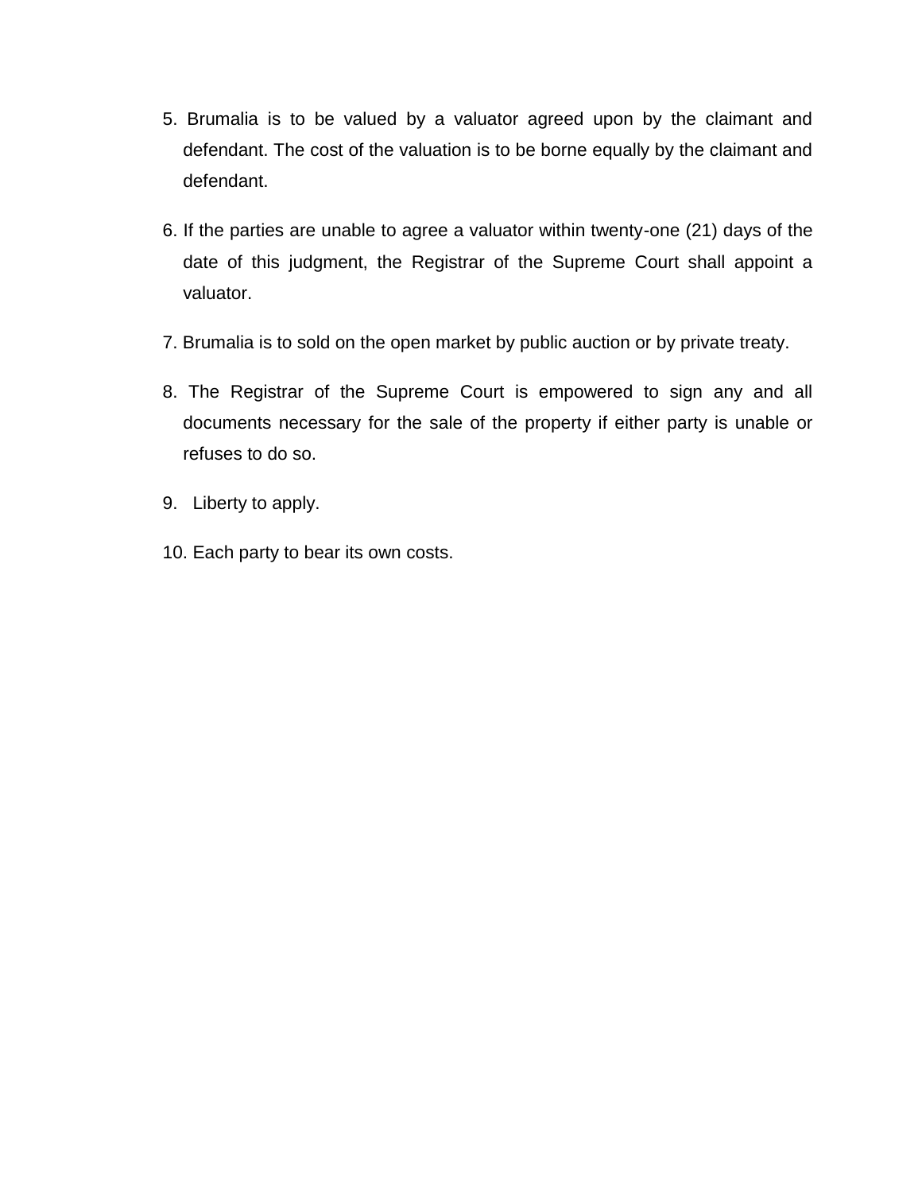5. Brumalia is to be valued by a valuator agreed upon by the claimant and defendant. The cost of the valuation is to be borne equally by the claimant and defendant.

6. If the parties are unable to agree a valuator within twenty-one (21) days of the date of this judgment, the Registrar of the Supreme Court shall appoint a valuator.

7. Brumalia is to sold on the open market by public auction or by private treaty.

8. The Registrar of the Supreme Court is empowered to sign any and all documents necessary for the sale of the property if either party is unable or refuses to do so.

9. Liberty to apply.

10. Each party to bear its own costs.